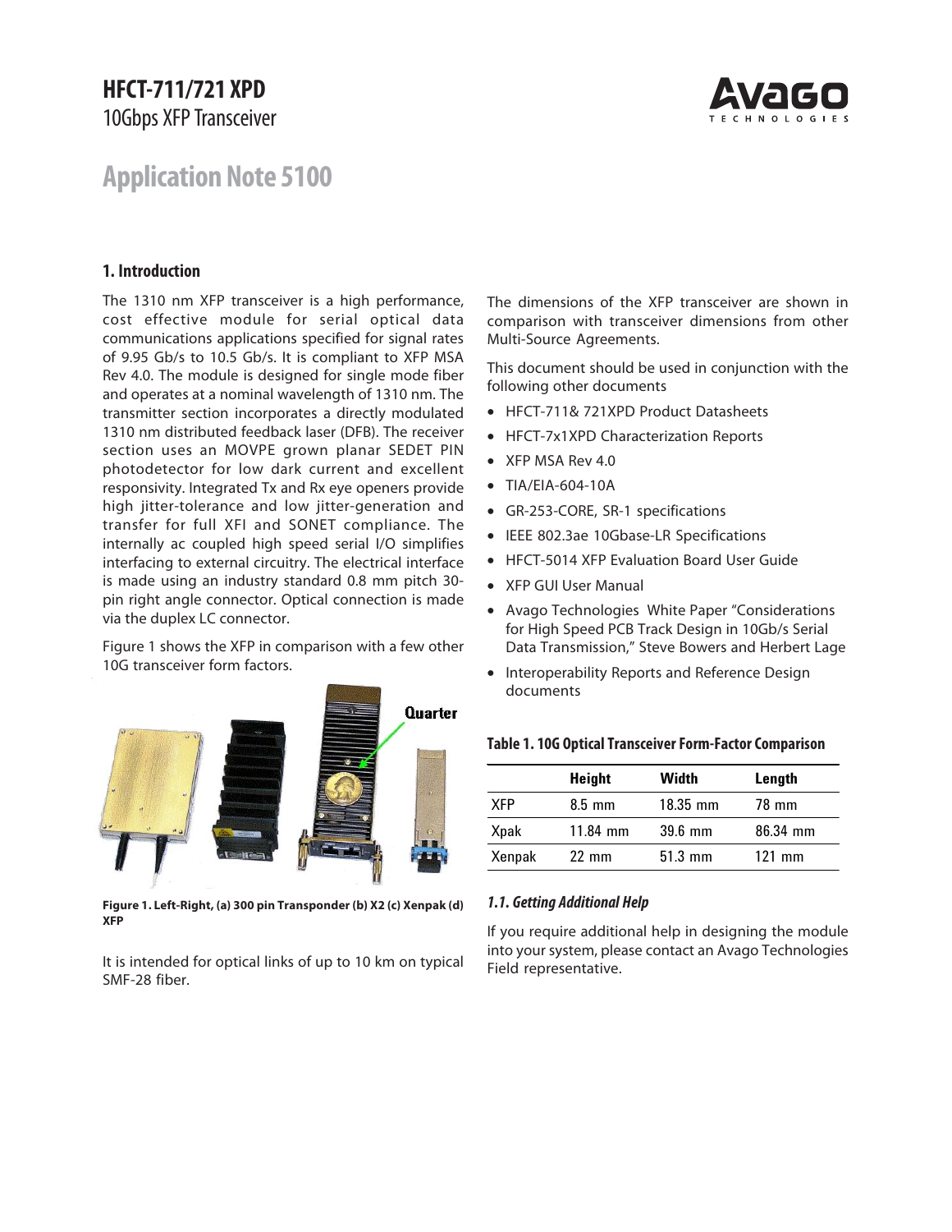# HFCT-711/721 XPD

10Gbps XFP Transceiver

# Application Note 5100

## 1. Introduction

The 1310 nm XFP transceiver is a high performance, cost effective module for serial optical data communications applications specified for signal rates of 9.95 Gb/s to 10.5 Gb/s. It is compliant to XFP MSA Rev 4.0. The module is designed for single mode fiber and operates at a nominal wavelength of 1310 nm. The transmitter section incorporates a directly modulated 1310 nm distributed feedback laser (DFB). The receiver section uses an MOVPE grown planar SEDET PIN photodetector for low dark current and excellent responsivity. Integrated Tx and Rx eye openers provide high jitter-tolerance and low jitter-generation and transfer for full XFI and SONET compliance. The internally ac coupled high speed serial I/O simplifies interfacing to external circuitry. The electrical interface is made using an industry standard 0.8 mm pitch 30-pin right angle connector. Optical connection is made via the duplex LC connector.

Figure 1 shows the XFP in comparison with a few other 10G transceiver form factors.

Quarter

**Figure 1. Left-Right, (a) 300 pin Transponder (b) X2 (c) Xenpak (d) XFP**

It is intended for optical links of up to 10 km on typical SMF-28 fiber.

The dimensions of the XFP transceiver are shown in comparison with transceiver dimensions from other Multi-Source Agreements.

This document should be used in conjunction with the following other documents

- HFCT-711& 721XPD Product Datasheets
- HFCT-7x1XPD Characterization Reports
- XFP MSA Rev 4.0
- TIA/EIA-604-10A
- GR-253-CORE, SR-1 specifications
- IEEE 802.3ae 10Gbase-LR Specifications
- HFCT-5014 XFP Evaluation Board User Guide
- XFP GUI User Manual
- Avago Technologies White Paper "Considerations for High Speed PCB Track Design in 10Gb/s Serial Data Transmission," Steve Bowers and Herbert Lage
- Interoperability Reports and Reference Design documents

**Table 1. 10G Optical Transceiver Form-Factor Comparison**

| | Height | Width | Length |
|---|---|---|---|
| XFP | 8.5 mm | 18.35 mm | 78 mm |
| Xpak | 11.84 mm | 39.6 mm | 86.34 mm |
| Xenpak | 22 mm | 51.3 mm | 121 mm |

### *1.1. Getting Additional Help*

If you require additional help in designing the module into your system, please contact an Avago Technologies Field representative.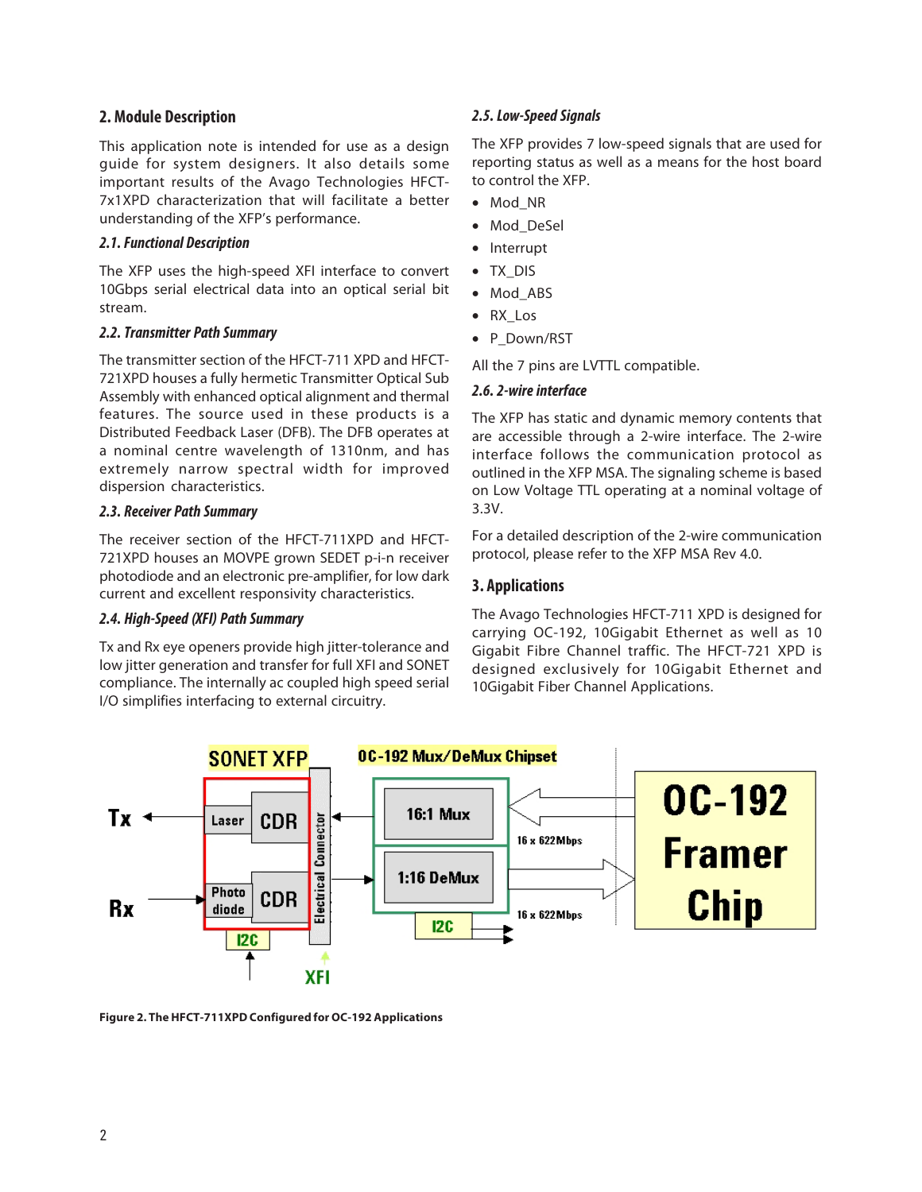## 2. Module Description

This application note is intended for use as a design guide for system designers. It also details some important results of the Avago Technologies HFCT-7x1XPD characterization that will facilitate a better understanding of the XFP's performance.

### 2.1. Functional Description

The XFP uses the high-speed XFI interface to convert 10Gbps serial electrical data into an optical serial bit stream.

### 2.2. Transmitter Path Summary

The transmitter section of the HFCT-711 XPD and HFCT-721XPD houses a fully hermetic Transmitter Optical Sub Assembly with enhanced optical alignment and thermal features. The source used in these products is a Distributed Feedback Laser (DFB). The DFB operates at a nominal centre wavelength of 1310nm, and has extremely narrow spectral width for improved dispersion characteristics.

### 2.3. Receiver Path Summary

The receiver section of the HFCT-711XPD and HFCT-721XPD houses an MOVPE grown SEDET p-i-n receiver photodiode and an electronic pre-amplifier, for low dark current and excellent responsivity characteristics.

### 2.4. High-Speed (XFI) Path Summary

Tx and Rx eye openers provide high jitter-tolerance and low jitter generation and transfer for full XFI and SONET compliance. The internally ac coupled high speed serial I/O simplifies interfacing to external circuitry.

### 2.5. Low-Speed Signals

The XFP provides 7 low-speed signals that are used for reporting status as well as a means for the host board to control the XFP.

- Mod_NR
- Mod_DeSel
- Interrupt
- TX_DIS
- Mod_ABS
- RX_Los
- P_Down/RST

All the 7 pins are LVTTL compatible.

### 2.6. 2-wire interface

The XFP has static and dynamic memory contents that are accessible through a 2-wire interface. The 2-wire interface follows the communication protocol as outlined in the XFP MSA. The signaling scheme is based on Low Voltage TTL operating at a nominal voltage of 3.3V.

For a detailed description of the 2-wire communication protocol, please refer to the XFP MSA Rev 4.0.

## 3. Applications

The Avago Technologies HFCT-711 XPD is designed for carrying OC-192, 10Gigabit Ethernet as well as 10 Gigabit Fibre Channel traffic. The HFCT-721 XPD is designed exclusively for 10Gigabit Ethernet and 10Gigabit Fiber Channel Applications.

**Figure 2. The HFCT-711XPD Configured for OC-192 Applications**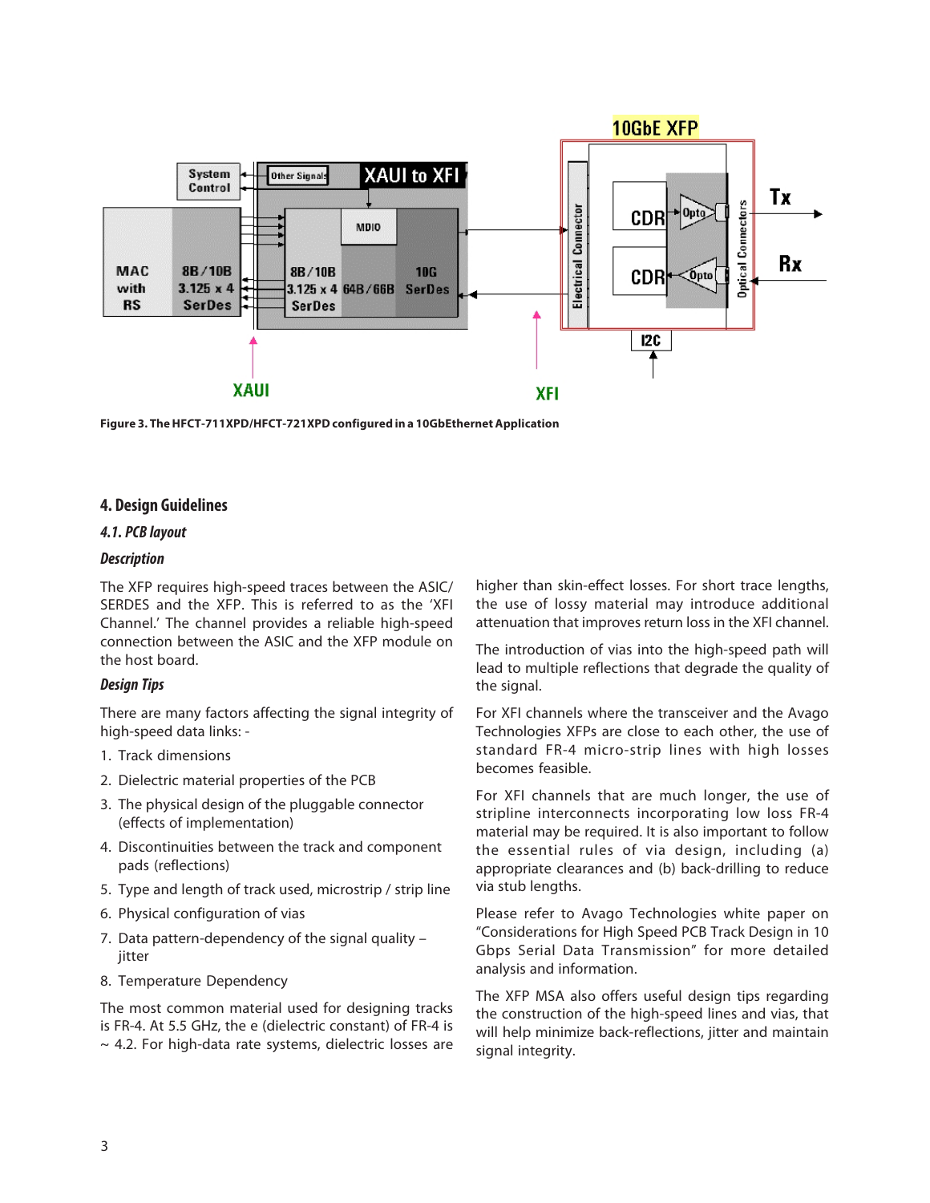Figure 3. The HFCT-711XPD/HFCT-721XPD configured in a 10GbEthernet Application

## 4. Design Guidelines

### 4.1. PCB layout

#### Description

The XFP requires high-speed traces between the ASIC/SERDES and the XFP. This is referred to as the 'XFI Channel.' The channel provides a reliable high-speed connection between the ASIC and the XFP module on the host board.

#### Design Tips

There are many factors affecting the signal integrity of high-speed data links: -

1. Track dimensions
2. Dielectric material properties of the PCB
3. The physical design of the pluggable connector (effects of implementation)
4. Discontinuities between the track and component pads (reflections)
5. Type and length of track used, microstrip / strip line
6. Physical configuration of vias
7. Data pattern-dependency of the signal quality – jitter
8. Temperature Dependency

The most common material used for designing tracks is FR-4. At 5.5 GHz, the e (dielectric constant) of FR-4 is ~ 4.2. For high-data rate systems, dielectric losses are higher than skin-effect losses. For short trace lengths, the use of lossy material may introduce additional attenuation that improves return loss in the XFI channel.

The introduction of vias into the high-speed path will lead to multiple reflections that degrade the quality of the signal.

For XFI channels where the transceiver and the Avago Technologies XFPs are close to each other, the use of standard FR-4 micro-strip lines with high losses becomes feasible.

For XFI channels that are much longer, the use of stripline interconnects incorporating low loss FR-4 material may be required. It is also important to follow the essential rules of via design, including (a) appropriate clearances and (b) back-drilling to reduce via stub lengths.

Please refer to Avago Technologies white paper on "Considerations for High Speed PCB Track Design in 10 Gbps Serial Data Transmission" for more detailed analysis and information.

The XFP MSA also offers useful design tips regarding the construction of the high-speed lines and vias, that will help minimize back-reflections, jitter and maintain signal integrity.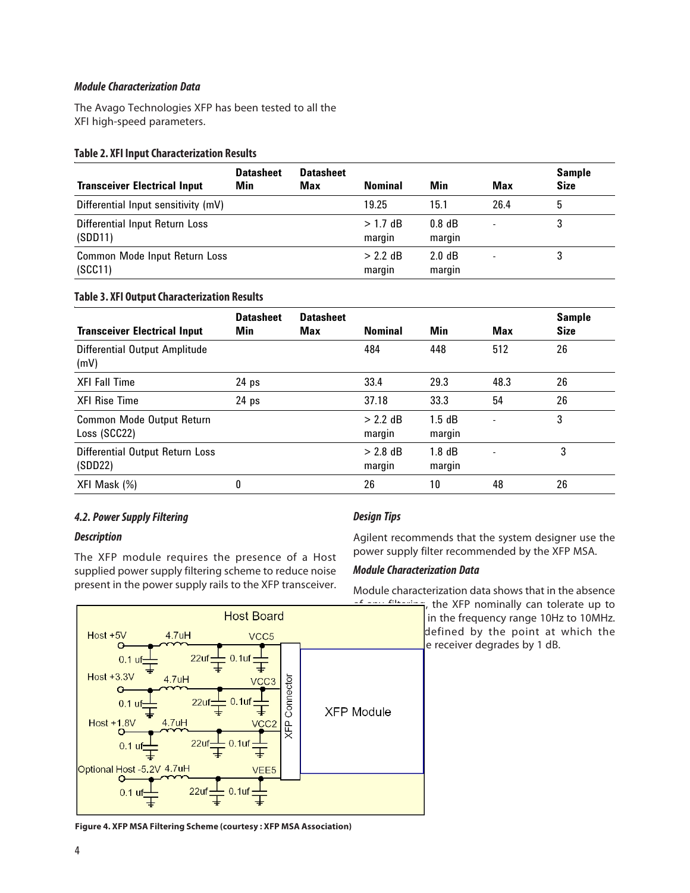#### *Module Characterization Data*

The Avago Technologies XFP has been tested to all the XFI high-speed parameters.

**Table 2. XFI Input Characterization Results**

| Transceiver Electrical Input | Datasheet Min | Datasheet Max | Nominal | Min | Max | Sample Size |
|---|---|---|---|---|---|---|
| Differential Input sensitivity (mV) | | | 19.25 | 15.1 | 26.4 | 5 |
| Differential Input Return Loss (SDD11) | | | > 1.7 dB margin | 0.8 dB margin | - | 3 |
| Common Mode Input Return Loss (SCC11) | | | > 2.2 dB margin | 2.0 dB margin | - | 3 |

**Table 3. XFI Output Characterization Results**

| Transceiver Electrical Input | Datasheet Min | Datasheet Max | Nominal | Min | Max | Sample Size |
|---|---|---|---|---|---|---|
| Differential Output Amplitude (mV) | | | 484 | 448 | 512 | 26 |
| XFI Fall Time | 24 ps | | 33.4 | 29.3 | 48.3 | 26 |
| XFI Rise Time | 24 ps | | 37.18 | 33.3 | 54 | 26 |
| Common Mode Output Return Loss (SCC22) | | | > 2.2 dB margin | 1.5 dB margin | - | 3 |
| Differential Output Return Loss (SDD22) | | | > 2.8 dB margin | 1.8 dB margin | - | 3 |
| XFI Mask (%) | 0 | | 26 | 10 | 48 | 26 |

### *4.2. Power Supply Filtering*

#### *Description*

The XFP module requires the presence of a Host supplied power supply filtering scheme to reduce noise present in the power supply rails to the XFP transceiver.

**Figure 4. XFP MSA Filtering Scheme (courtesy : XFP MSA Association)**

#### *Design Tips*

Agilent recommends that the system designer use the power supply filter recommended by the XFP MSA.

#### *Module Characterization Data*

Module characterization data shows that in the absence of any filtering, the XFP nominally can tolerate up to ... in the frequency range 10Hz to 10MHz. ... defined by the point at which the ... e receiver degrades by 1 dB.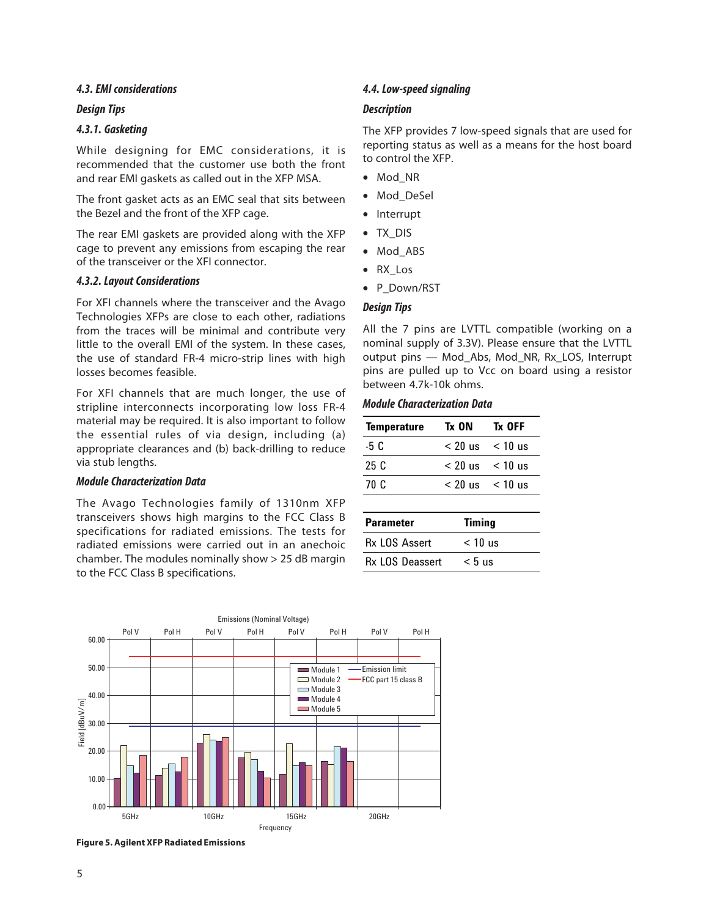### 4.3. EMI considerations

#### Design Tips

#### 4.3.1. Gasketing

While designing for EMC considerations, it is recommended that the customer use both the front and rear EMI gaskets as called out in the XFP MSA.

The front gasket acts as an EMC seal that sits between the Bezel and the front of the XFP cage.

The rear EMI gaskets are provided along with the XFP cage to prevent any emissions from escaping the rear of the transceiver or the XFI connector.

#### 4.3.2. Layout Considerations

For XFI channels where the transceiver and the Avago Technologies XFPs are close to each other, radiations from the traces will be minimal and contribute very little to the overall EMI of the system. In these cases, the use of standard FR-4 micro-strip lines with high losses becomes feasible.

For XFI channels that are much longer, the use of stripline interconnects incorporating low loss FR-4 material may be required. It is also important to follow the essential rules of via design, including (a) appropriate clearances and (b) back-drilling to reduce via stub lengths.

#### Module Characterization Data

The Avago Technologies family of 1310nm XFP transceivers shows high margins to the FCC Class B specifications for radiated emissions. The tests for radiated emissions were carried out in an anechoic chamber. The modules nominally show > 25 dB margin to the FCC Class B specifications.

### 4.4. Low-speed signaling

#### Description

The XFP provides 7 low-speed signals that are used for reporting status as well as a means for the host board to control the XFP.

- Mod_NR
- Mod_DeSel
- Interrupt
- TX_DIS
- Mod_ABS
- RX_Los
- P_Down/RST

#### Design Tips

All the 7 pins are LVTTL compatible (working on a nominal supply of 3.3V). Please ensure that the LVTTL output pins — Mod_Abs, Mod_NR, Rx_LOS, Interrupt pins are pulled up to Vcc on board using a resistor between 4.7k-10k ohms.

#### Module Characterization Data

| Temperature | Tx ON | Tx OFF |
|---|---|---|
| -5 C | < 20 us | < 10 us |
| 25 C | < 20 us | < 10 us |
| 70 C | < 20 us | < 10 us |

| Parameter | Timing |
|---|---|
| Rx LOS Assert | < 10 us |
| Rx LOS Deassert | < 5 us |

Figure 5. Agilent XFP Radiated Emissions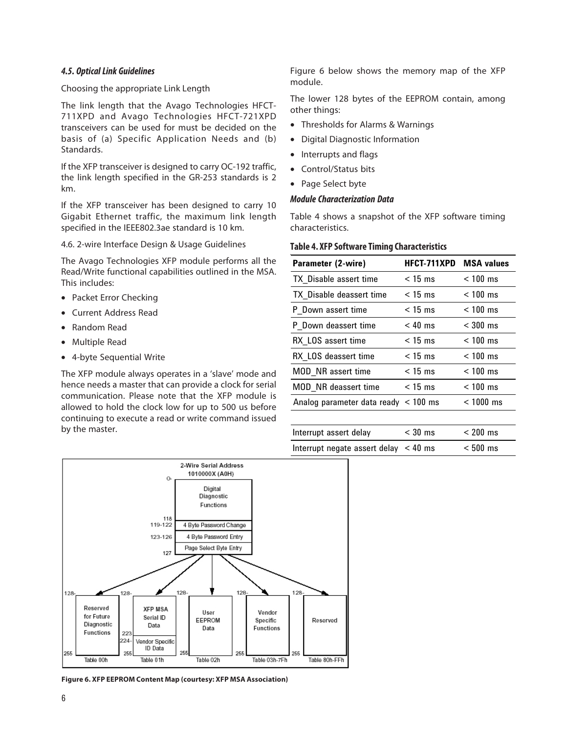### 4.5. Optical Link Guidelines

Choosing the appropriate Link Length

The link length that the Avago Technologies HFCT-711XPD and Avago Technologies HFCT-721XPD transceivers can be used for must be decided on the basis of (a) Specific Application Needs and (b) Standards.

If the XFP transceiver is designed to carry OC-192 traffic, the link length specified in the GR-253 standards is 2 km.

If the XFP transceiver has been designed to carry 10 Gigabit Ethernet traffic, the maximum link length specified in the IEEE802.3ae standard is 10 km.

4.6. 2-wire Interface Design & Usage Guidelines

The Avago Technologies XFP module performs all the Read/Write functional capabilities outlined in the MSA. This includes:

- Packet Error Checking
- Current Address Read
- Random Read
- Multiple Read
- 4-byte Sequential Write

The XFP module always operates in a 'slave' mode and hence needs a master that can provide a clock for serial communication. Please note that the XFP module is allowed to hold the clock low for up to 500 us before continuing to execute a read or write command issued by the master.

Figure 6 below shows the memory map of the XFP module.

The lower 128 bytes of the EEPROM contain, among other things:

- Thresholds for Alarms & Warnings
- Digital Diagnostic Information
- Interrupts and flags
- Control/Status bits
- Page Select byte

### Module Characterization Data

Table 4 shows a snapshot of the XFP software timing characteristics.

**Table 4. XFP Software Timing Characteristics**

| Parameter (2-wire) | HFCT-711XPD | MSA values |
|---|---|---|
| TX_Disable assert time | < 15 ms | < 100 ms |
| TX_Disable deassert time | < 15 ms | < 100 ms |
| P_Down assert time | < 15 ms | < 100 ms |
| P_Down deassert time | < 40 ms | < 300 ms |
| RX_LOS assert time | < 15 ms | < 100 ms |
| RX_LOS deassert time | < 15 ms | < 100 ms |
| MOD_NR assert time | < 15 ms | < 100 ms |
| MOD_NR deassert time | < 15 ms | < 100 ms |
| Analog parameter data ready | < 100 ms | < 1000 ms |
| | | |
| Interrupt assert delay | < 30 ms | < 200 ms |
| Interrupt negate assert delay | < 40 ms | < 500 ms |

2-Wire Serial Address 1010000X (A0H)

| Address | Content |
|---|---|
| 0–118 | Digital Diagnostic Functions |
| 119-122 | 4 Byte Password Change |
| 123-126 | 4 Byte Password Entry |
| 127 | Page Select Byte Entry |

| Address | Table 00h | Table 01h | Table 02h | Table 03h-7Fh | Table 80h-FFh |
|---|---|---|---|---|---|
| 128–223 | Reserved for Future Diagnostic Functions | XFP MSA Serial ID Data | User EEPROM Data | Vendor Specific Functions | Reserved |
| 224–255 | | Vendor Specific ID Data | | | |

**Figure 6. XFP EEPROM Content Map (courtesy: XFP MSA Association)**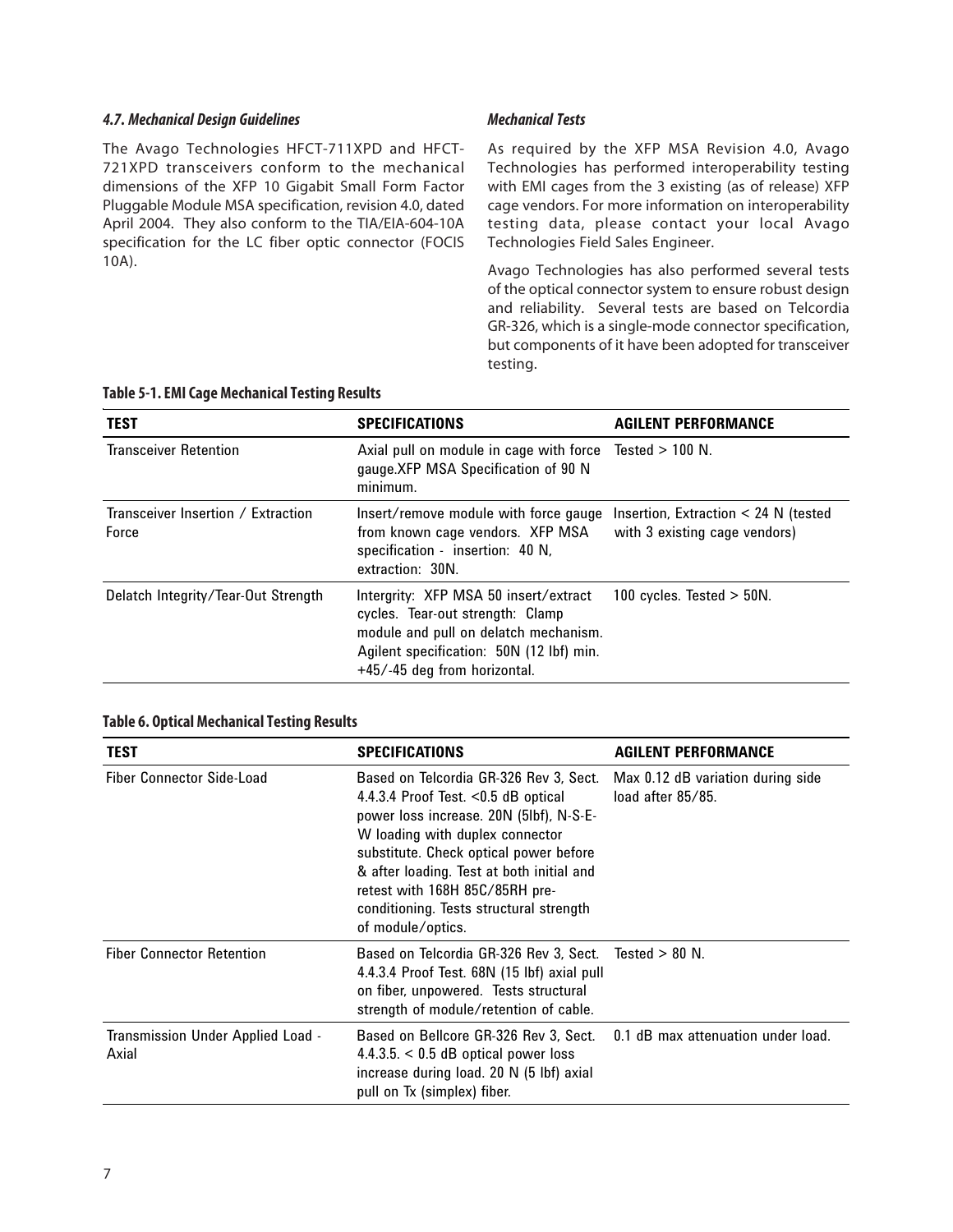### *4.7. Mechanical Design Guidelines*

The Avago Technologies HFCT-711XPD and HFCT-721XPD transceivers conform to the mechanical dimensions of the XFP 10 Gigabit Small Form Factor Pluggable Module MSA specification, revision 4.0, dated April 2004. They also conform to the TIA/EIA-604-10A specification for the LC fiber optic connector (FOCIS 10A).

### *Mechanical Tests*

As required by the XFP MSA Revision 4.0, Avago Technologies has performed interoperability testing with EMI cages from the 3 existing (as of release) XFP cage vendors. For more information on interoperability testing data, please contact your local Avago Technologies Field Sales Engineer.

Avago Technologies has also performed several tests of the optical connector system to ensure robust design and reliability. Several tests are based on Telcordia GR-326, which is a single-mode connector specification, but components of it have been adopted for transceiver testing.

**Table 5-1. EMI Cage Mechanical Testing Results**

| TEST | SPECIFICATIONS | AGILENT PERFORMANCE |
|---|---|---|
| Transceiver Retention | Axial pull on module in cage with force gauge.XFP MSA Specification of 90 N minimum. | Tested > 100 N. |
| Transceiver Insertion / Extraction Force | Insert/remove module with force gauge from known cage vendors. XFP MSA specification - insertion: 40 N, extraction: 30N. | Insertion, Extraction < 24 N (tested with 3 existing cage vendors) |
| Delatch Integrity/Tear-Out Strength | Intergrity: XFP MSA 50 insert/extract cycles. Tear-out strength: Clamp module and pull on delatch mechanism. Agilent specification: 50N (12 lbf) min. +45/-45 deg from horizontal. | 100 cycles. Tested > 50N. |

**Table 6. Optical Mechanical Testing Results**

| TEST | SPECIFICATIONS | AGILENT PERFORMANCE |
|---|---|---|
| Fiber Connector Side-Load | Based on Telcordia GR-326 Rev 3, Sect. 4.4.3.4 Proof Test. <0.5 dB optical power loss increase. 20N (5lbf), N-S-E-W loading with duplex connector substitute. Check optical power before & after loading. Test at both initial and retest with 168H 85C/85RH pre-conditioning. Tests structural strength of module/optics. | Max 0.12 dB variation during side load after 85/85. |
| Fiber Connector Retention | Based on Telcordia GR-326 Rev 3, Sect. 4.4.3.4 Proof Test. 68N (15 lbf) axial pull on fiber, unpowered. Tests structural strength of module/retention of cable. | Tested > 80 N. |
| Transmission Under Applied Load - Axial | Based on Bellcore GR-326 Rev 3, Sect. 4.4.3.5. < 0.5 dB optical power loss increase during load. 20 N (5 lbf) axial pull on Tx (simplex) fiber. | 0.1 dB max attenuation under load. |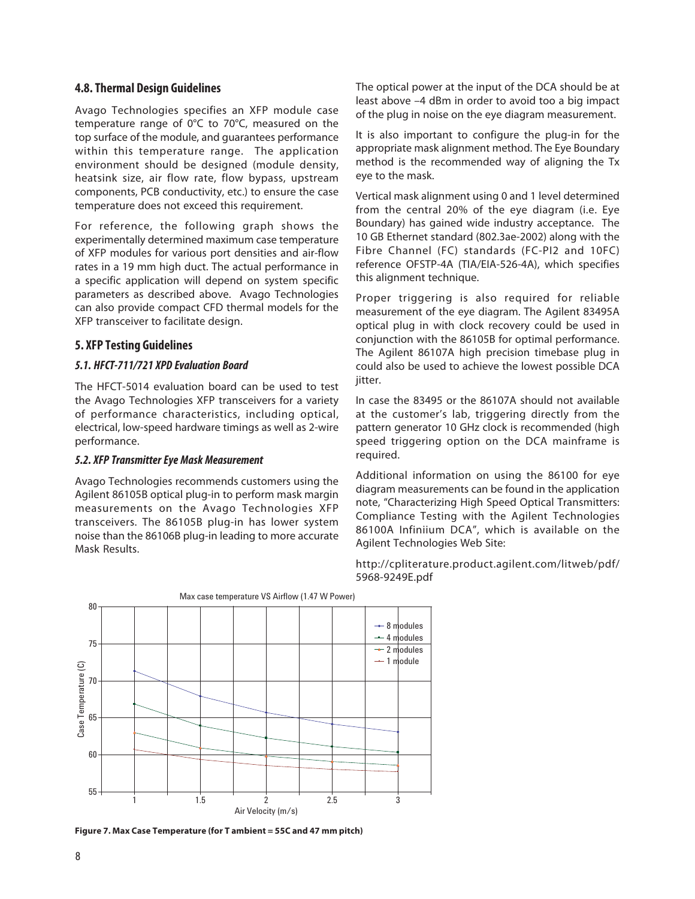## 4.8. Thermal Design Guidelines

Avago Technologies specifies an XFP module case temperature range of 0°C to 70°C, measured on the top surface of the module, and guarantees performance within this temperature range. The application environment should be designed (module density, heatsink size, air flow rate, flow bypass, upstream components, PCB conductivity, etc.) to ensure the case temperature does not exceed this requirement.

For reference, the following graph shows the experimentally determined maximum case temperature of XFP modules for various port densities and air-flow rates in a 19 mm high duct. The actual performance in a specific application will depend on system specific parameters as described above. Avago Technologies can also provide compact CFD thermal models for the XFP transceiver to facilitate design.

## 5. XFP Testing Guidelines

### *5.1. HFCT-711/721 XPD Evaluation Board*

The HFCT-5014 evaluation board can be used to test the Avago Technologies XFP transceivers for a variety of performance characteristics, including optical, electrical, low-speed hardware timings as well as 2-wire performance.

### *5.2. XFP Transmitter Eye Mask Measurement*

Avago Technologies recommends customers using the Agilent 86105B optical plug-in to perform mask margin measurements on the Avago Technologies XFP transceivers. The 86105B plug-in has lower system noise than the 86106B plug-in leading to more accurate Mask Results.

The optical power at the input of the DCA should be at least above –4 dBm in order to avoid too a big impact of the plug in noise on the eye diagram measurement.

It is also important to configure the plug-in for the appropriate mask alignment method. The Eye Boundary method is the recommended way of aligning the Tx eye to the mask.

Vertical mask alignment using 0 and 1 level determined from the central 20% of the eye diagram (i.e. Eye Boundary) has gained wide industry acceptance. The 10 GB Ethernet standard (802.3ae-2002) along with the Fibre Channel (FC) standards (FC-PI2 and 10FC) reference OFSTP-4A (TIA/EIA-526-4A), which specifies this alignment technique.

Proper triggering is also required for reliable measurement of the eye diagram. The Agilent 83495A optical plug in with clock recovery could be used in conjunction with the 86105B for optimal performance. The Agilent 86107A high precision timebase plug in could also be used to achieve the lowest possible DCA jitter.

In case the 83495 or the 86107A should not available at the customer's lab, triggering directly from the pattern generator 10 GHz clock is recommended (high speed triggering option on the DCA mainframe is required.

Additional information on using the 86100 for eye diagram measurements can be found in the application note, "Characterizing High Speed Optical Transmitters: Compliance Testing with the Agilent Technologies 86100A Infiniium DCA", which is available on the Agilent Technologies Web Site:

http://cpliterature.product.agilent.com/litweb/pdf/5968-9249E.pdf

Max case temperature VS Airflow (1.47 W Power)

**Figure 7. Max Case Temperature (for T ambient = 55C and 47 mm pitch)**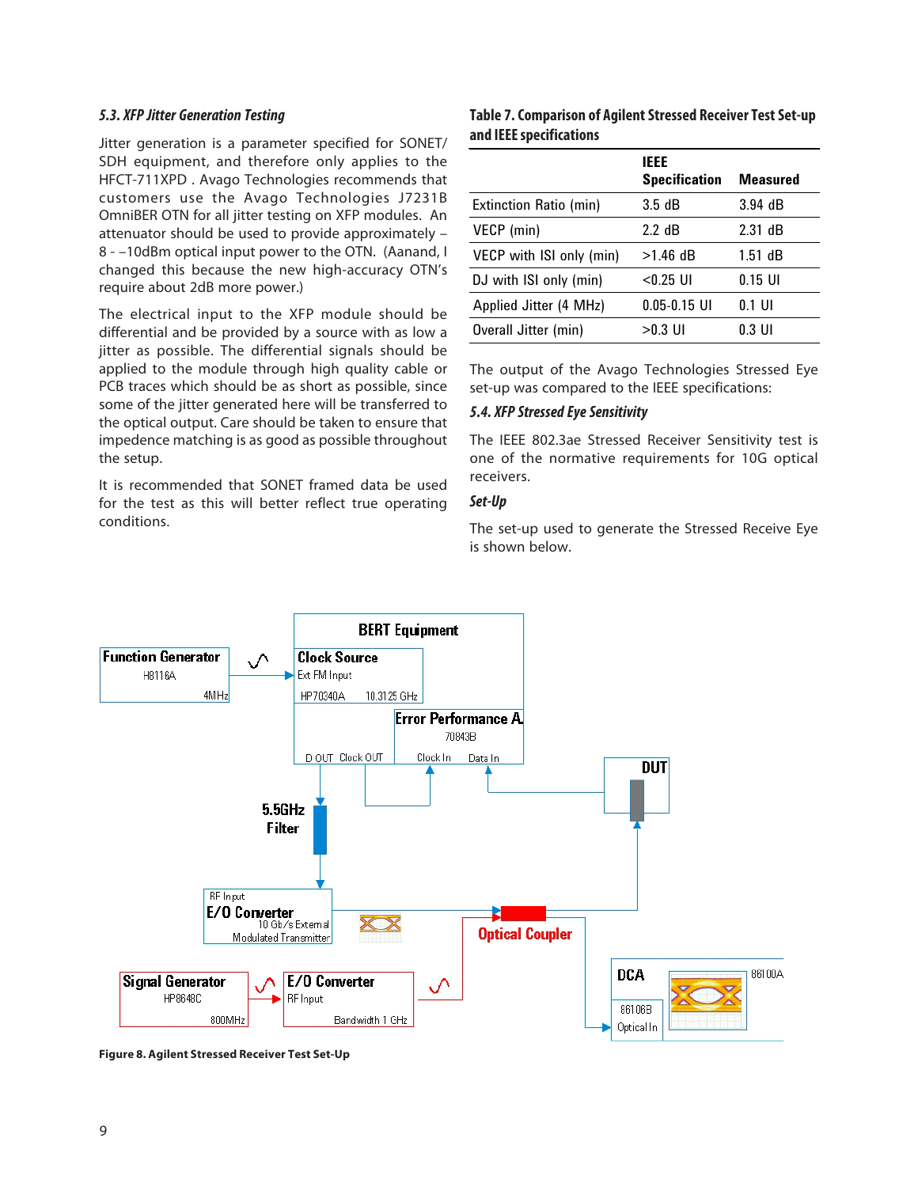### 5.3. XFP Jitter Generation Testing

Jitter generation is a parameter specified for SONET/SDH equipment, and therefore only applies to the HFCT-711XPD . Avago Technologies recommends that customers use the Avago Technologies J7231B OmniBER OTN for all jitter testing on XFP modules. An attenuator should be used to provide approximately –8 - –10dBm optical input power to the OTN. (Aanand, I changed this because the new high-accuracy OTN's require about 2dB more power.)

The electrical input to the XFP module should be differential and be provided by a source with as low a jitter as possible. The differential signals should be applied to the module through high quality cable or PCB traces which should be as short as possible, since some of the jitter generated here will be transferred to the optical output. Care should be taken to ensure that impedence matching is as good as possible throughout the setup.

It is recommended that SONET framed data be used for the test as this will better reflect true operating conditions.

**Table 7. Comparison of Agilent Stressed Receiver Test Set-up and IEEE specifications**

| | IEEE Specification | Measured |
|---|---|---|
| Extinction Ratio (min) | 3.5 dB | 3.94 dB |
| VECP (min) | 2.2 dB | 2.31 dB |
| VECP with ISI only (min) | >1.46 dB | 1.51 dB |
| DJ with ISI only (min) | <0.25 UI | 0.15 UI |
| Applied Jitter (4 MHz) | 0.05-0.15 UI | 0.1 UI |
| Overall Jitter (min) | >0.3 UI | 0.3 UI |

The output of the Avago Technologies Stressed Eye set-up was compared to the IEEE specifications:

### 5.4. XFP Stressed Eye Sensitivity

The IEEE 802.3ae Stressed Receiver Sensitivity test is one of the normative requirements for 10G optical receivers.

#### Set-Up

The set-up used to generate the Stressed Receive Eye is shown below.

**Figure 8. Agilent Stressed Receiver Test Set-Up**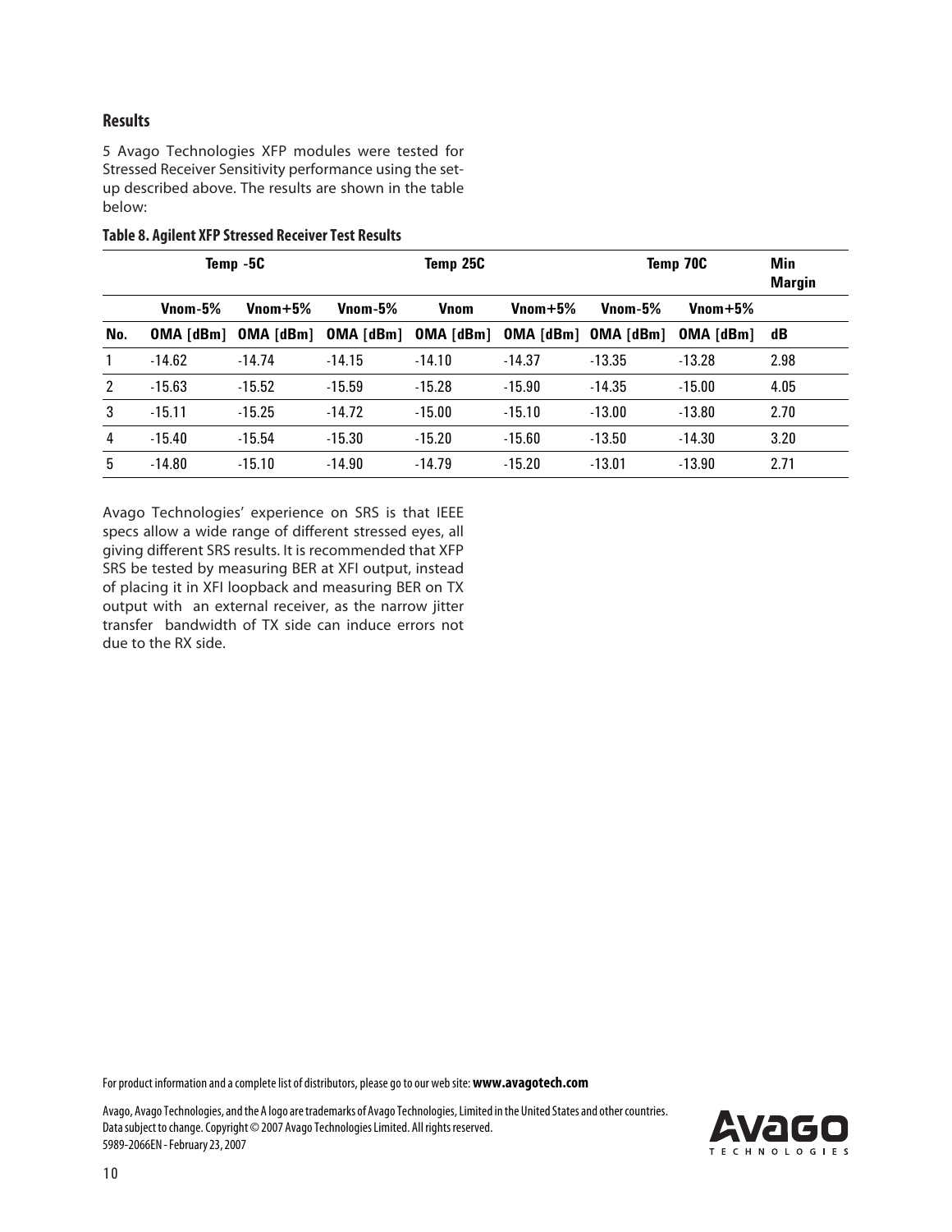## Results

5 Avago Technologies XFP modules were tested for Stressed Receiver Sensitivity performance using the set-up described above. The results are shown in the table below:

**Table 8. Agilent XFP Stressed Receiver Test Results**

| | Temp -5C | | Temp 25C | | | Temp 70C | | Min Margin |
|---|---|---|---|---|---|---|---|---|
| | Vnom-5% | Vnom+5% | Vnom-5% | Vnom | Vnom+5% | Vnom-5% | Vnom+5% | |
| No. | OMA [dBm] | OMA [dBm] | OMA [dBm] | OMA [dBm] | OMA [dBm] | OMA [dBm] | OMA [dBm] | dB |
| 1 | -14.62 | -14.74 | -14.15 | -14.10 | -14.37 | -13.35 | -13.28 | 2.98 |
| 2 | -15.63 | -15.52 | -15.59 | -15.28 | -15.90 | -14.35 | -15.00 | 4.05 |
| 3 | -15.11 | -15.25 | -14.72 | -15.00 | -15.10 | -13.00 | -13.80 | 2.70 |
| 4 | -15.40 | -15.54 | -15.30 | -15.20 | -15.60 | -13.50 | -14.30 | 3.20 |
| 5 | -14.80 | -15.10 | -14.90 | -14.79 | -15.20 | -13.01 | -13.90 | 2.71 |

Avago Technologies' experience on SRS is that IEEE specs allow a wide range of different stressed eyes, all giving different SRS results. It is recommended that XFP SRS be tested by measuring BER at XFI output, instead of placing it in XFI loopback and measuring BER on TX output with an external receiver, as the narrow jitter transfer bandwidth of TX side can induce errors not due to the RX side.

For product information and a complete list of distributors, please go to our web site: **www.avagotech.com**

Avago, Avago Technologies, and the A logo are trademarks of Avago Technologies, Limited in the United States and other countries.
Data subject to change. Copyright © 2007 Avago Technologies Limited. All rights reserved.
5989-2066EN - February 23, 2007